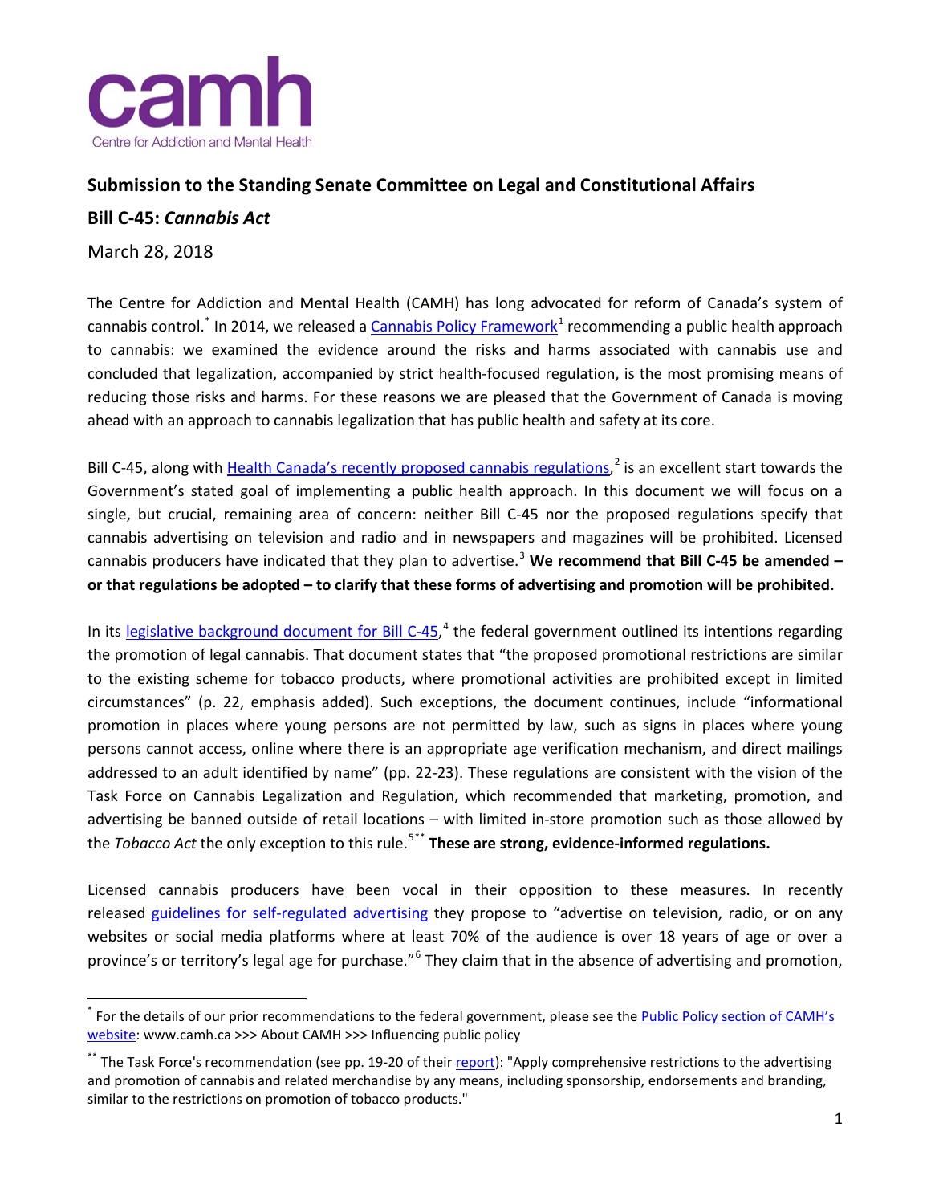camh

Centre for Addiction and Mental Health

**Submission to the Standing Senate Committee on Legal and Constitutional Affairs**

**Bill C-45: *Cannabis Act***

March 28, 2018

The Centre for Addiction and Mental Health (CAMH) has long advocated for reform of Canada's system of cannabis control.[*] In 2014, we released a Cannabis Policy Framework[1] recommending a public health approach to cannabis: we examined the evidence around the risks and harms associated with cannabis use and concluded that legalization, accompanied by strict health-focused regulation, is the most promising means of reducing those risks and harms. For these reasons we are pleased that the Government of Canada is moving ahead with an approach to cannabis legalization that has public health and safety at its core.

Bill C-45, along with Health Canada's recently proposed cannabis regulations,[2] is an excellent start towards the Government's stated goal of implementing a public health approach. In this document we will focus on a single, but crucial, remaining area of concern: neither Bill C-45 nor the proposed regulations specify that cannabis advertising on television and radio and in newspapers and magazines will be prohibited. Licensed cannabis producers have indicated that they plan to advertise.[3] **We recommend that Bill C-45 be amended – or that regulations be adopted – to clarify that these forms of advertising and promotion will be prohibited.**

In its legislative background document for Bill C-45,[4] the federal government outlined its intentions regarding the promotion of legal cannabis. That document states that "the proposed promotional restrictions are similar to the existing scheme for tobacco products, where promotional activities are prohibited except in limited circumstances" (p. 22, emphasis added). Such exceptions, the document continues, include "informational promotion in places where young persons are not permitted by law, such as signs in places where young persons cannot access, online where there is an appropriate age verification mechanism, and direct mailings addressed to an adult identified by name" (pp. 22-23). These regulations are consistent with the vision of the Task Force on Cannabis Legalization and Regulation, which recommended that marketing, promotion, and advertising be banned outside of retail locations – with limited in-store promotion such as those allowed by the *Tobacco Act* the only exception to this rule.[5][**] **These are strong, evidence-informed regulations.**

Licensed cannabis producers have been vocal in their opposition to these measures. In recently released guidelines for self-regulated advertising they propose to "advertise on television, radio, or on any websites or social media platforms where at least 70% of the audience is over 18 years of age or over a province's or territory's legal age for purchase."[6] They claim that in the absence of advertising and promotion,

---

[*] For the details of our prior recommendations to the federal government, please see the Public Policy section of CAMH's website: www.camh.ca >>> About CAMH >>> Influencing public policy

[**] The Task Force's recommendation (see pp. 19-20 of their report): "Apply comprehensive restrictions to the advertising and promotion of cannabis and related merchandise by any means, including sponsorship, endorsements and branding, similar to the restrictions on promotion of tobacco products."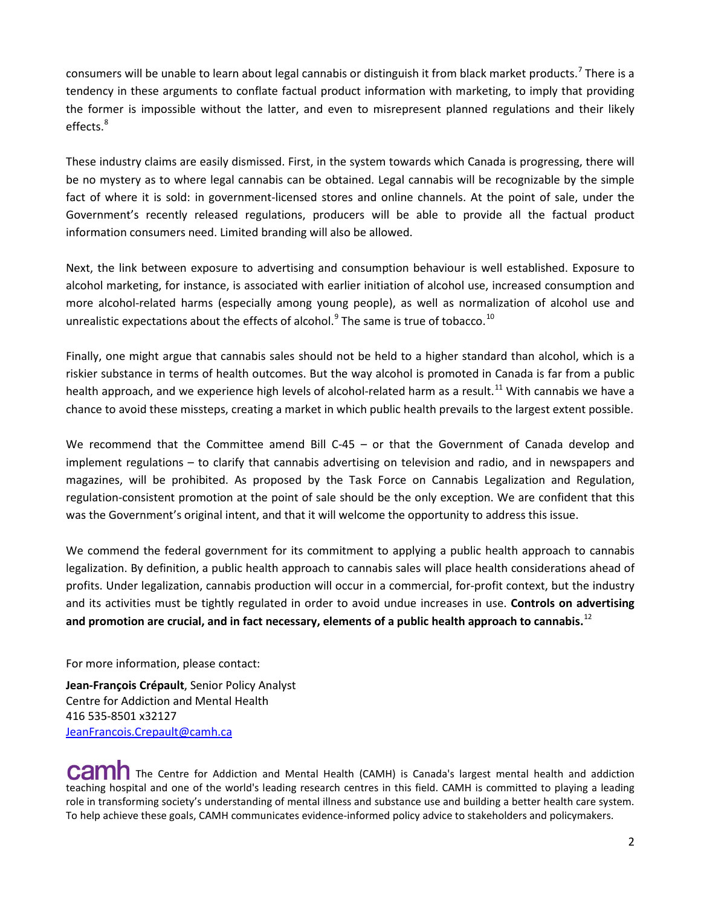consumers will be unable to learn about legal cannabis or distinguish it from black market products.[7] There is a tendency in these arguments to conflate factual product information with marketing, to imply that providing the former is impossible without the latter, and even to misrepresent planned regulations and their likely effects.[8]

These industry claims are easily dismissed. First, in the system towards which Canada is progressing, there will be no mystery as to where legal cannabis can be obtained. Legal cannabis will be recognizable by the simple fact of where it is sold: in government-licensed stores and online channels. At the point of sale, under the Government's recently released regulations, producers will be able to provide all the factual product information consumers need. Limited branding will also be allowed.

Next, the link between exposure to advertising and consumption behaviour is well established. Exposure to alcohol marketing, for instance, is associated with earlier initiation of alcohol use, increased consumption and more alcohol-related harms (especially among young people), as well as normalization of alcohol use and unrealistic expectations about the effects of alcohol.[9] The same is true of tobacco.[10]

Finally, one might argue that cannabis sales should not be held to a higher standard than alcohol, which is a riskier substance in terms of health outcomes. But the way alcohol is promoted in Canada is far from a public health approach, and we experience high levels of alcohol-related harm as a result.[11] With cannabis we have a chance to avoid these missteps, creating a market in which public health prevails to the largest extent possible.

We recommend that the Committee amend Bill C-45 – or that the Government of Canada develop and implement regulations – to clarify that cannabis advertising on television and radio, and in newspapers and magazines, will be prohibited. As proposed by the Task Force on Cannabis Legalization and Regulation, regulation-consistent promotion at the point of sale should be the only exception. We are confident that this was the Government's original intent, and that it will welcome the opportunity to address this issue.

We commend the federal government for its commitment to applying a public health approach to cannabis legalization. By definition, a public health approach to cannabis sales will place health considerations ahead of profits. Under legalization, cannabis production will occur in a commercial, for-profit context, but the industry and its activities must be tightly regulated in order to avoid undue increases in use. **Controls on advertising and promotion are crucial, and in fact necessary, elements of a public health approach to cannabis.**[12]

For more information, please contact:

**Jean-François Crépault**, Senior Policy Analyst
Centre for Addiction and Mental Health
416 535-8501 x32127
JeanFrancois.Crepault@camh.ca

**camh** The Centre for Addiction and Mental Health (CAMH) is Canada's largest mental health and addiction teaching hospital and one of the world's leading research centres in this field. CAMH is committed to playing a leading role in transforming society's understanding of mental illness and substance use and building a better health care system. To help achieve these goals, CAMH communicates evidence-informed policy advice to stakeholders and policymakers.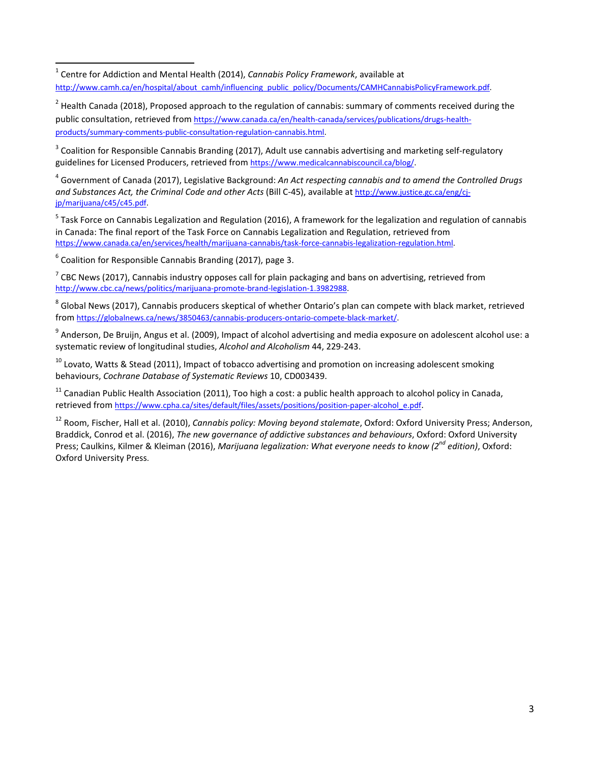[1] Centre for Addiction and Mental Health (2014), *Cannabis Policy Framework*, available at http://www.camh.ca/en/hospital/about_camh/influencing_public_policy/Documents/CAMHCannabisPolicyFramework.pdf.

[2] Health Canada (2018), Proposed approach to the regulation of cannabis: summary of comments received during the public consultation, retrieved from https://www.canada.ca/en/health-canada/services/publications/drugs-health-products/summary-comments-public-consultation-regulation-cannabis.html.

[3] Coalition for Responsible Cannabis Branding (2017), Adult use cannabis advertising and marketing self-regulatory guidelines for Licensed Producers, retrieved from https://www.medicalcannabiscouncil.ca/blog/.

[4] Government of Canada (2017), Legislative Background: *An Act respecting cannabis and to amend the Controlled Drugs and Substances Act, the Criminal Code and other Acts* (Bill C-45), available at http://www.justice.gc.ca/eng/cj-jp/marijuana/c45/c45.pdf.

[5] Task Force on Cannabis Legalization and Regulation (2016), A framework for the legalization and regulation of cannabis in Canada: The final report of the Task Force on Cannabis Legalization and Regulation, retrieved from https://www.canada.ca/en/services/health/marijuana-cannabis/task-force-cannabis-legalization-regulation.html.

[6] Coalition for Responsible Cannabis Branding (2017), page 3.

[7] CBC News (2017), Cannabis industry opposes call for plain packaging and bans on advertising, retrieved from http://www.cbc.ca/news/politics/marijuana-promote-brand-legislation-1.3982988.

[8] Global News (2017), Cannabis producers skeptical of whether Ontario's plan can compete with black market, retrieved from https://globalnews.ca/news/3850463/cannabis-producers-ontario-compete-black-market/.

[9] Anderson, De Bruijn, Angus et al. (2009), Impact of alcohol advertising and media exposure on adolescent alcohol use: a systematic review of longitudinal studies, *Alcohol and Alcoholism* 44, 229-243.

[10] Lovato, Watts & Stead (2011), Impact of tobacco advertising and promotion on increasing adolescent smoking behaviours, *Cochrane Database of Systematic Reviews* 10, CD003439.

[11] Canadian Public Health Association (2011), Too high a cost: a public health approach to alcohol policy in Canada, retrieved from https://www.cpha.ca/sites/default/files/assets/positions/position-paper-alcohol_e.pdf.

[12] Room, Fischer, Hall et al. (2010), *Cannabis policy: Moving beyond stalemate*, Oxford: Oxford University Press; Anderson, Braddick, Conrod et al. (2016), *The new governance of addictive substances and behaviours*, Oxford: Oxford University Press; Caulkins, Kilmer & Kleiman (2016), *Marijuana legalization: What everyone needs to know (2nd edition)*, Oxford: Oxford University Press.